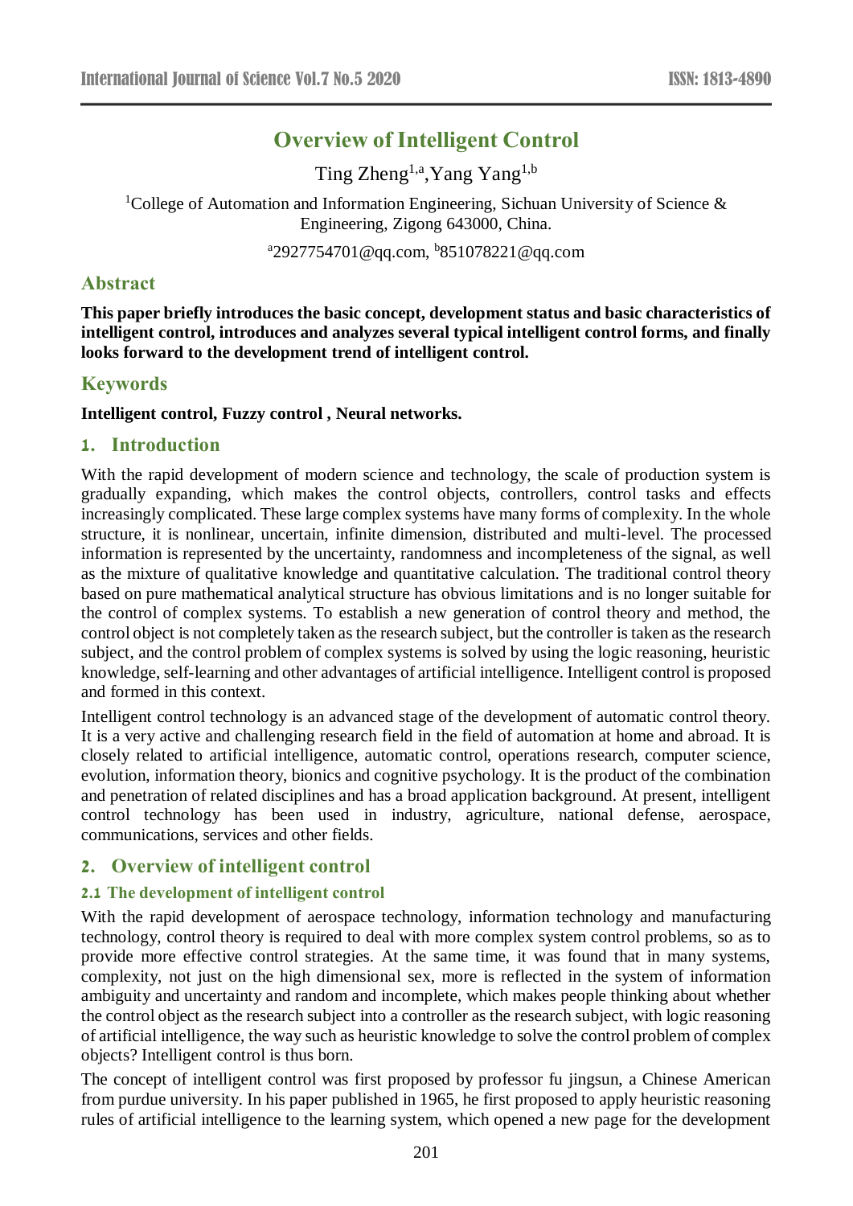# Overview of Intelligent Control

Ting Zheng[1,a], Yang Yang[1,b]

[1]College of Automation and Information Engineering, Sichuan University of Science & Engineering, Zigong 643000, China.

[a]2927754701@qq.com, [b]851078221@qq.com

## Abstract

**This paper briefly introduces the basic concept, development status and basic characteristics of intelligent control, introduces and analyzes several typical intelligent control forms, and finally looks forward to the development trend of intelligent control.**

## Keywords

**Intelligent control, Fuzzy control , Neural networks.**

## 1. Introduction

With the rapid development of modern science and technology, the scale of production system is gradually expanding, which makes the control objects, controllers, control tasks and effects increasingly complicated. These large complex systems have many forms of complexity. In the whole structure, it is nonlinear, uncertain, infinite dimension, distributed and multi-level. The processed information is represented by the uncertainty, randomness and incompleteness of the signal, as well as the mixture of qualitative knowledge and quantitative calculation. The traditional control theory based on pure mathematical analytical structure has obvious limitations and is no longer suitable for the control of complex systems. To establish a new generation of control theory and method, the control object is not completely taken as the research subject, but the controller is taken as the research subject, and the control problem of complex systems is solved by using the logic reasoning, heuristic knowledge, self-learning and other advantages of artificial intelligence. Intelligent control is proposed and formed in this context.

Intelligent control technology is an advanced stage of the development of automatic control theory. It is a very active and challenging research field in the field of automation at home and abroad. It is closely related to artificial intelligence, automatic control, operations research, computer science, evolution, information theory, bionics and cognitive psychology. It is the product of the combination and penetration of related disciplines and has a broad application background. At present, intelligent control technology has been used in industry, agriculture, national defense, aerospace, communications, services and other fields.

## 2. Overview of intelligent control

### 2.1 The development of intelligent control

With the rapid development of aerospace technology, information technology and manufacturing technology, control theory is required to deal with more complex system control problems, so as to provide more effective control strategies. At the same time, it was found that in many systems, complexity, not just on the high dimensional sex, more is reflected in the system of information ambiguity and uncertainty and random and incomplete, which makes people thinking about whether the control object as the research subject into a controller as the research subject, with logic reasoning of artificial intelligence, the way such as heuristic knowledge to solve the control problem of complex objects? Intelligent control is thus born.

The concept of intelligent control was first proposed by professor fu jingsun, a Chinese American from purdue university. In his paper published in 1965, he first proposed to apply heuristic reasoning rules of artificial intelligence to the learning system, which opened a new page for the development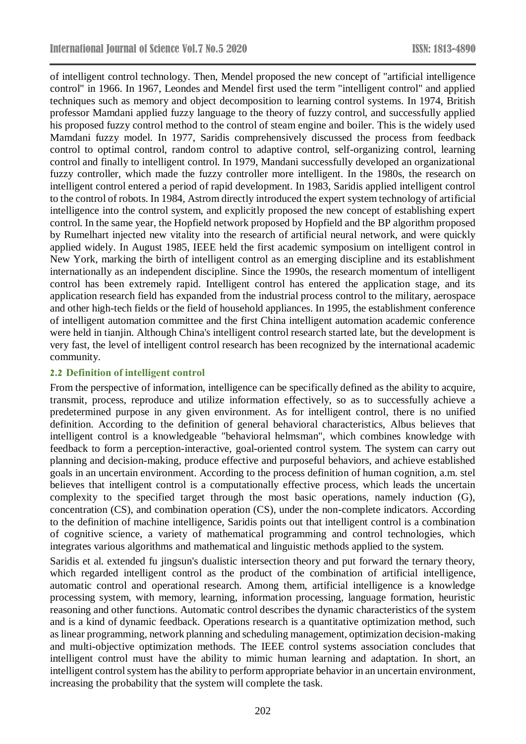of intelligent control technology. Then, Mendel proposed the new concept of "artificial intelligence control" in 1966. In 1967, Leondes and Mendel first used the term "intelligent control" and applied techniques such as memory and object decomposition to learning control systems. In 1974, British professor Mamdani applied fuzzy language to the theory of fuzzy control, and successfully applied his proposed fuzzy control method to the control of steam engine and boiler. This is the widely used Mamdani fuzzy model. In 1977, Saridis comprehensively discussed the process from feedback control to optimal control, random control to adaptive control, self-organizing control, learning control and finally to intelligent control. In 1979, Mandani successfully developed an organizational fuzzy controller, which made the fuzzy controller more intelligent. In the 1980s, the research on intelligent control entered a period of rapid development. In 1983, Saridis applied intelligent control to the control of robots. In 1984, Astrom directly introduced the expert system technology of artificial intelligence into the control system, and explicitly proposed the new concept of establishing expert control. In the same year, the Hopfield network proposed by Hopfield and the BP algorithm proposed by Rumelhart injected new vitality into the research of artificial neural network, and were quickly applied widely. In August 1985, IEEE held the first academic symposium on intelligent control in New York, marking the birth of intelligent control as an emerging discipline and its establishment internationally as an independent discipline. Since the 1990s, the research momentum of intelligent control has been extremely rapid. Intelligent control has entered the application stage, and its application research field has expanded from the industrial process control to the military, aerospace and other high-tech fields or the field of household appliances. In 1995, the establishment conference of intelligent automation committee and the first China intelligent automation academic conference were held in tianjin. Although China's intelligent control research started late, but the development is very fast, the level of intelligent control research has been recognized by the international academic community.

### 2.2 Definition of intelligent control

From the perspective of information, intelligence can be specifically defined as the ability to acquire, transmit, process, reproduce and utilize information effectively, so as to successfully achieve a predetermined purpose in any given environment. As for intelligent control, there is no unified definition. According to the definition of general behavioral characteristics, Albus believes that intelligent control is a knowledgeable "behavioral helmsman", which combines knowledge with feedback to form a perception-interactive, goal-oriented control system. The system can carry out planning and decision-making, produce effective and purposeful behaviors, and achieve established goals in an uncertain environment. According to the process definition of human cognition, a.m. stel believes that intelligent control is a computationally effective process, which leads the uncertain complexity to the specified target through the most basic operations, namely induction (G), concentration (CS), and combination operation (CS), under the non-complete indicators. According to the definition of machine intelligence, Saridis points out that intelligent control is a combination of cognitive science, a variety of mathematical programming and control technologies, which integrates various algorithms and mathematical and linguistic methods applied to the system.

Saridis et al. extended fu jingsun's dualistic intersection theory and put forward the ternary theory, which regarded intelligent control as the product of the combination of artificial intelligence, automatic control and operational research. Among them, artificial intelligence is a knowledge processing system, with memory, learning, information processing, language formation, heuristic reasoning and other functions. Automatic control describes the dynamic characteristics of the system and is a kind of dynamic feedback. Operations research is a quantitative optimization method, such as linear programming, network planning and scheduling management, optimization decision-making and multi-objective optimization methods. The IEEE control systems association concludes that intelligent control must have the ability to mimic human learning and adaptation. In short, an intelligent control system has the ability to perform appropriate behavior in an uncertain environment, increasing the probability that the system will complete the task.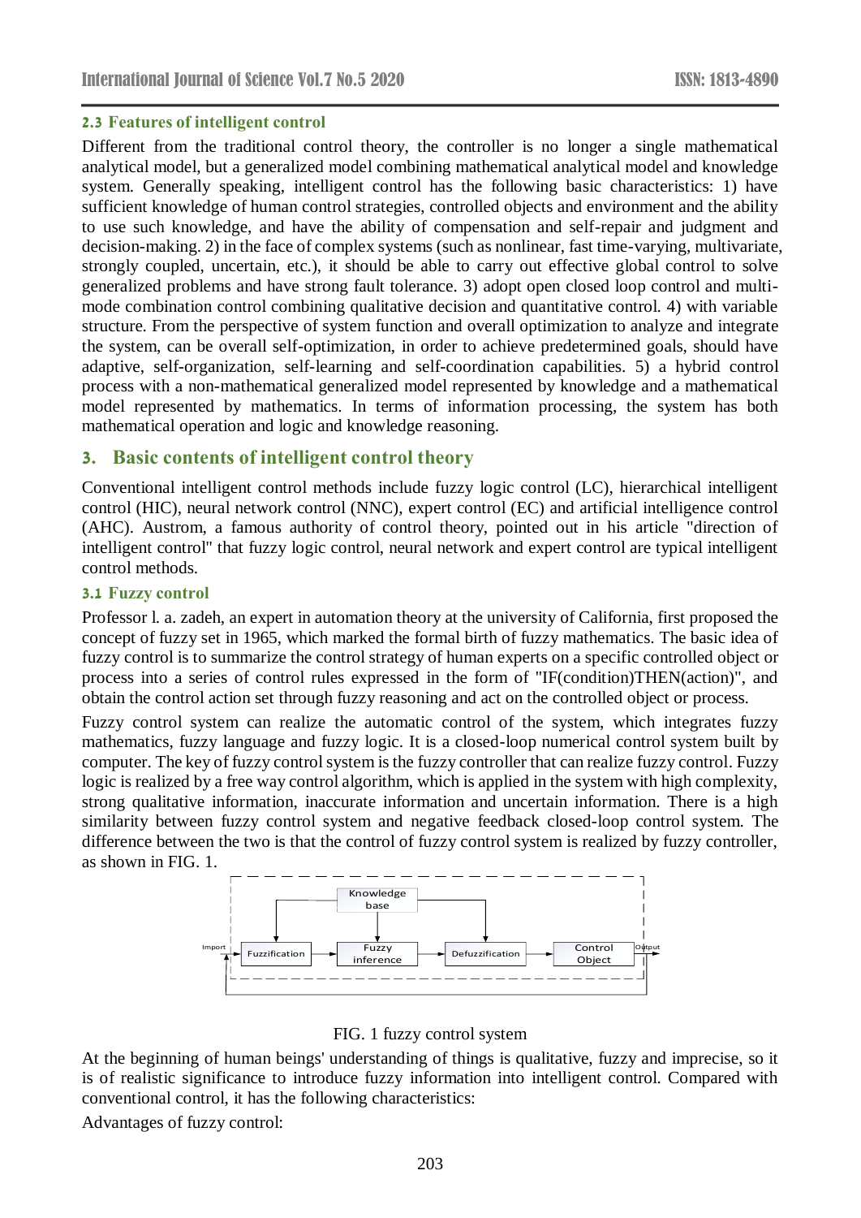### 2.3 Features of intelligent control

Different from the traditional control theory, the controller is no longer a single mathematical analytical model, but a generalized model combining mathematical analytical model and knowledge system. Generally speaking, intelligent control has the following basic characteristics: 1) have sufficient knowledge of human control strategies, controlled objects and environment and the ability to use such knowledge, and have the ability of compensation and self-repair and judgment and decision-making. 2) in the face of complex systems (such as nonlinear, fast time-varying, multivariate, strongly coupled, uncertain, etc.), it should be able to carry out effective global control to solve generalized problems and have strong fault tolerance. 3) adopt open closed loop control and multi-mode combination control combining qualitative decision and quantitative control. 4) with variable structure. From the perspective of system function and overall optimization to analyze and integrate the system, can be overall self-optimization, in order to achieve predetermined goals, should have adaptive, self-organization, self-learning and self-coordination capabilities. 5) a hybrid control process with a non-mathematical generalized model represented by knowledge and a mathematical model represented by mathematics. In terms of information processing, the system has both mathematical operation and logic and knowledge reasoning.

## 3. Basic contents of intelligent control theory

Conventional intelligent control methods include fuzzy logic control (LC), hierarchical intelligent control (HIC), neural network control (NNC), expert control (EC) and artificial intelligence control (AHC). Austrom, a famous authority of control theory, pointed out in his article "direction of intelligent control" that fuzzy logic control, neural network and expert control are typical intelligent control methods.

### 3.1 Fuzzy control

Professor l. a. zadeh, an expert in automation theory at the university of California, first proposed the concept of fuzzy set in 1965, which marked the formal birth of fuzzy mathematics. The basic idea of fuzzy control is to summarize the control strategy of human experts on a specific controlled object or process into a series of control rules expressed in the form of "IF(condition)THEN(action)", and obtain the control action set through fuzzy reasoning and act on the controlled object or process.

Fuzzy control system can realize the automatic control of the system, which integrates fuzzy mathematics, fuzzy language and fuzzy logic. It is a closed-loop numerical control system built by computer. The key of fuzzy control system is the fuzzy controller that can realize fuzzy control. Fuzzy logic is realized by a free way control algorithm, which is applied in the system with high complexity, strong qualitative information, inaccurate information and uncertain information. There is a high similarity between fuzzy control system and negative feedback closed-loop control system. The difference between the two is that the control of fuzzy control system is realized by fuzzy controller, as shown in FIG. 1.

FIG. 1 fuzzy control system

At the beginning of human beings' understanding of things is qualitative, fuzzy and imprecise, so it is of realistic significance to introduce fuzzy information into intelligent control. Compared with conventional control, it has the following characteristics:

Advantages of fuzzy control: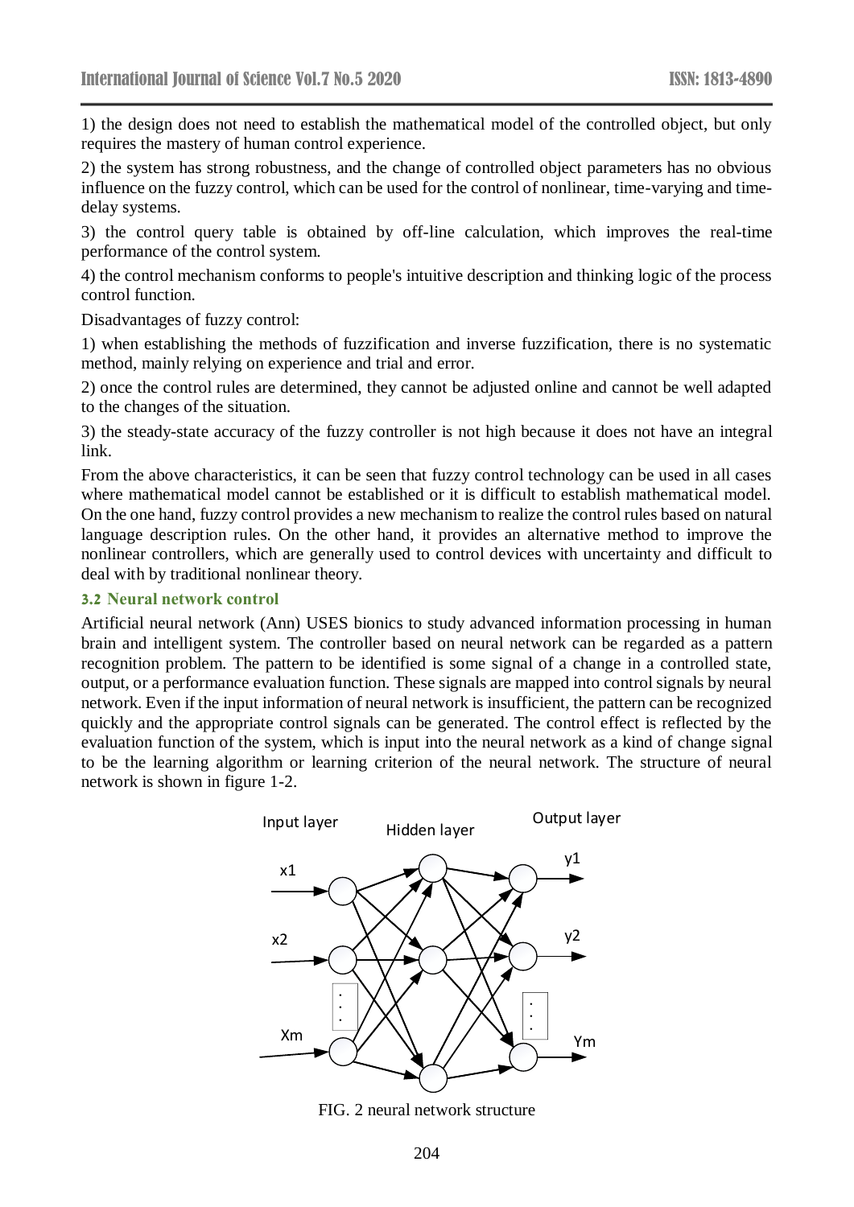1) the design does not need to establish the mathematical model of the controlled object, but only requires the mastery of human control experience.

2) the system has strong robustness, and the change of controlled object parameters has no obvious influence on the fuzzy control, which can be used for the control of nonlinear, time-varying and time-delay systems.

3) the control query table is obtained by off-line calculation, which improves the real-time performance of the control system.

4) the control mechanism conforms to people's intuitive description and thinking logic of the process control function.

Disadvantages of fuzzy control:

1) when establishing the methods of fuzzification and inverse fuzzification, there is no systematic method, mainly relying on experience and trial and error.

2) once the control rules are determined, they cannot be adjusted online and cannot be well adapted to the changes of the situation.

3) the steady-state accuracy of the fuzzy controller is not high because it does not have an integral link.

From the above characteristics, it can be seen that fuzzy control technology can be used in all cases where mathematical model cannot be established or it is difficult to establish mathematical model. On the one hand, fuzzy control provides a new mechanism to realize the control rules based on natural language description rules. On the other hand, it provides an alternative method to improve the nonlinear controllers, which are generally used to control devices with uncertainty and difficult to deal with by traditional nonlinear theory.

### 3.2 Neural network control

Artificial neural network (Ann) USES bionics to study advanced information processing in human brain and intelligent system. The controller based on neural network can be regarded as a pattern recognition problem. The pattern to be identified is some signal of a change in a controlled state, output, or a performance evaluation function. These signals are mapped into control signals by neural network. Even if the input information of neural network is insufficient, the pattern can be recognized quickly and the appropriate control signals can be generated. The control effect is reflected by the evaluation function of the system, which is input into the neural network as a kind of change signal to be the learning algorithm or learning criterion of the neural network. The structure of neural network is shown in figure 1-2.

FIG. 2 neural network structure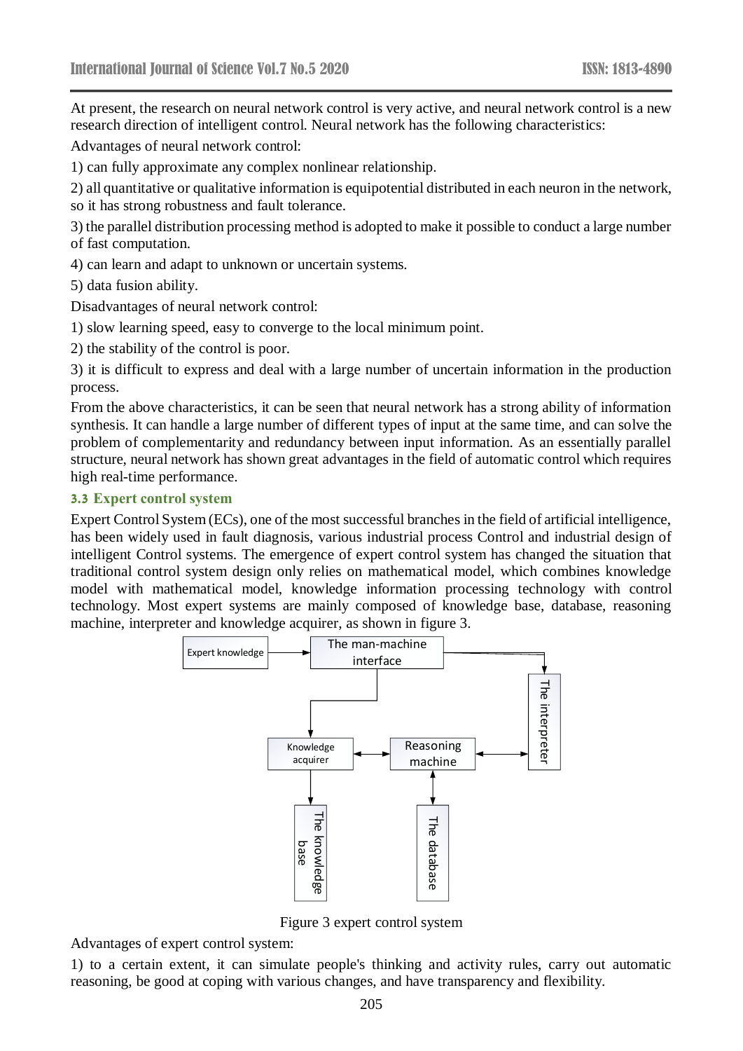At present, the research on neural network control is very active, and neural network control is a new research direction of intelligent control. Neural network has the following characteristics:

Advantages of neural network control:

1) can fully approximate any complex nonlinear relationship.

2) all quantitative or qualitative information is equipotential distributed in each neuron in the network, so it has strong robustness and fault tolerance.

3) the parallel distribution processing method is adopted to make it possible to conduct a large number of fast computation.

4) can learn and adapt to unknown or uncertain systems.

5) data fusion ability.

Disadvantages of neural network control:

1) slow learning speed, easy to converge to the local minimum point.

2) the stability of the control is poor.

3) it is difficult to express and deal with a large number of uncertain information in the production process.

From the above characteristics, it can be seen that neural network has a strong ability of information synthesis. It can handle a large number of different types of input at the same time, and can solve the problem of complementarity and redundancy between input information. As an essentially parallel structure, neural network has shown great advantages in the field of automatic control which requires high real-time performance.

### 3.3 Expert control system

Expert Control System (ECs), one of the most successful branches in the field of artificial intelligence, has been widely used in fault diagnosis, various industrial process Control and industrial design of intelligent Control systems. The emergence of expert control system has changed the situation that traditional control system design only relies on mathematical model, which combines knowledge model with mathematical model, knowledge information processing technology with control technology. Most expert systems are mainly composed of knowledge base, database, reasoning machine, interpreter and knowledge acquirer, as shown in figure 3.

Expert knowledge → The man-machine interface → The interpreter; The man-machine interface → Knowledge acquirer ↔ Reasoning machine ↔ The interpreter; Knowledge acquirer → The knowledge base; Reasoning machine ↔ The database

Figure 3 expert control system

Advantages of expert control system:

1) to a certain extent, it can simulate people's thinking and activity rules, carry out automatic reasoning, be good at coping with various changes, and have transparency and flexibility.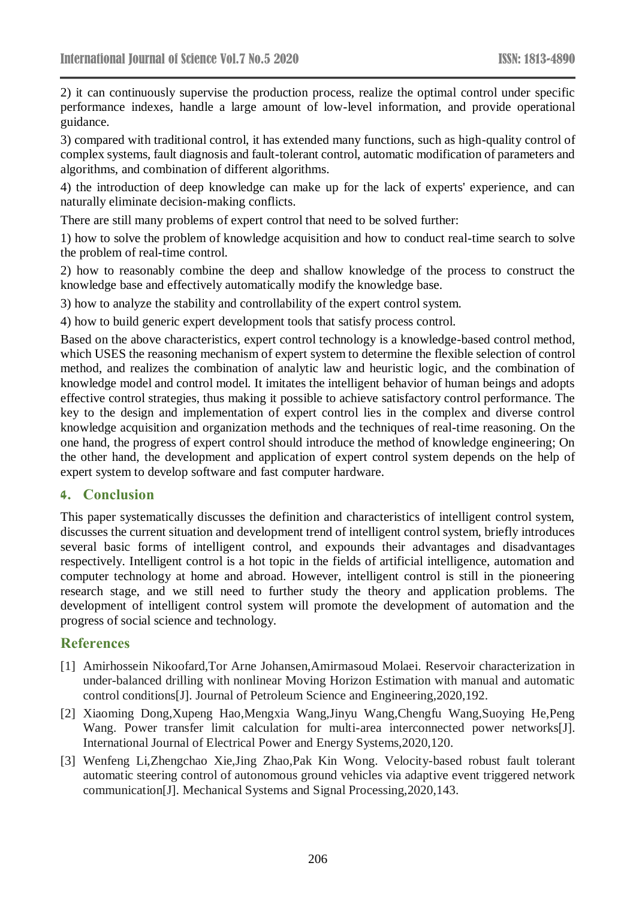2) it can continuously supervise the production process, realize the optimal control under specific performance indexes, handle a large amount of low-level information, and provide operational guidance.

3) compared with traditional control, it has extended many functions, such as high-quality control of complex systems, fault diagnosis and fault-tolerant control, automatic modification of parameters and algorithms, and combination of different algorithms.

4) the introduction of deep knowledge can make up for the lack of experts' experience, and can naturally eliminate decision-making conflicts.

There are still many problems of expert control that need to be solved further:

1) how to solve the problem of knowledge acquisition and how to conduct real-time search to solve the problem of real-time control.

2) how to reasonably combine the deep and shallow knowledge of the process to construct the knowledge base and effectively automatically modify the knowledge base.

3) how to analyze the stability and controllability of the expert control system.

4) how to build generic expert development tools that satisfy process control.

Based on the above characteristics, expert control technology is a knowledge-based control method, which USES the reasoning mechanism of expert system to determine the flexible selection of control method, and realizes the combination of analytic law and heuristic logic, and the combination of knowledge model and control model. It imitates the intelligent behavior of human beings and adopts effective control strategies, thus making it possible to achieve satisfactory control performance. The key to the design and implementation of expert control lies in the complex and diverse control knowledge acquisition and organization methods and the techniques of real-time reasoning. On the one hand, the progress of expert control should introduce the method of knowledge engineering; On the other hand, the development and application of expert control system depends on the help of expert system to develop software and fast computer hardware.

## 4. Conclusion

This paper systematically discusses the definition and characteristics of intelligent control system, discusses the current situation and development trend of intelligent control system, briefly introduces several basic forms of intelligent control, and expounds their advantages and disadvantages respectively. Intelligent control is a hot topic in the fields of artificial intelligence, automation and computer technology at home and abroad. However, intelligent control is still in the pioneering research stage, and we still need to further study the theory and application problems. The development of intelligent control system will promote the development of automation and the progress of social science and technology.

## References

[1] Amirhossein Nikoofard,Tor Arne Johansen,Amirmasoud Molaei. Reservoir characterization in under-balanced drilling with nonlinear Moving Horizon Estimation with manual and automatic control conditions[J]. Journal of Petroleum Science and Engineering,2020,192.

[2] Xiaoming Dong,Xupeng Hao,Mengxia Wang,Jinyu Wang,Chengfu Wang,Suoying He,Peng Wang. Power transfer limit calculation for multi-area interconnected power networks[J]. International Journal of Electrical Power and Energy Systems,2020,120.

[3] Wenfeng Li,Zhengchao Xie,Jing Zhao,Pak Kin Wong. Velocity-based robust fault tolerant automatic steering control of autonomous ground vehicles via adaptive event triggered network communication[J]. Mechanical Systems and Signal Processing,2020,143.